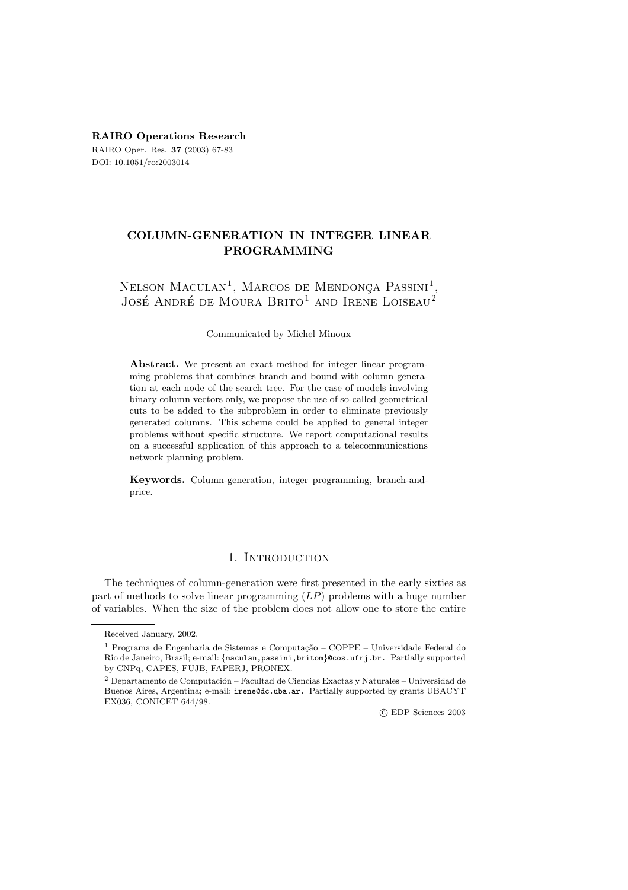**RAIRO Operations Research**

RAIRO Oper. Res. **37** (2003) 67-83

DOI: 10.1051/ro:2003014

# COLUMN-GENERATION IN INTEGER LINEAR PROGRAMMING

Nelson Maculan[1], Marcos de Mendonça Passini[1], José André de Moura Brito[1] and Irene Loiseau[2]

Communicated by Michel Minoux

**Abstract.** We present an exact method for integer linear programming problems that combines branch and bound with column generation at each node of the search tree. For the case of models involving binary column vectors only, we propose the use of so-called geometrical cuts to be added to the subproblem in order to eliminate previously generated columns. This scheme could be applied to general integer problems without specific structure. We report computational results on a successful application of this approach to a telecommunications network planning problem.

**Keywords.** Column-generation, integer programming, branch-and-price.

## 1. Introduction

The techniques of column-generation were first presented in the early sixties as part of methods to solve linear programming ($LP$) problems with a huge number of variables. When the size of the problem does not allow one to store the entire

Received January, 2002.

[1] Programa de Engenharia de Sistemas e Computação – COPPE – Universidade Federal do Rio de Janeiro, Brasil; e-mail: {maculan,passini,britom}@cos.ufrj.br. Partially supported by CNPq, CAPES, FUJB, FAPERJ, PRONEX.

[2] Departamento de Computación – Facultad de Ciencias Exactas y Naturales – Universidad de Buenos Aires, Argentina; e-mail: irene@dc.uba.ar. Partially supported by grants UBACYT EX036, CONICET 644/98.

© EDP Sciences 2003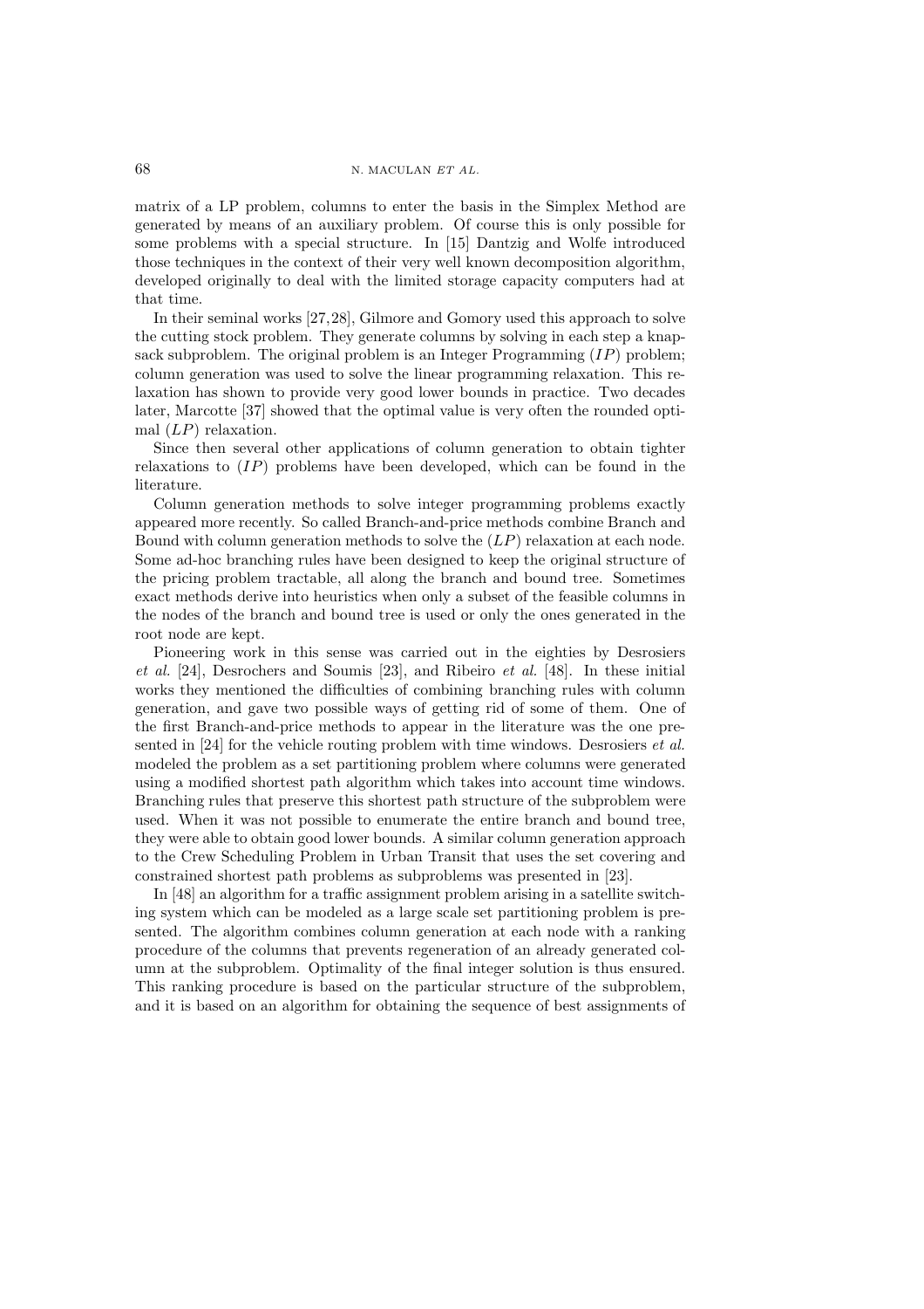matrix of a LP problem, columns to enter the basis in the Simplex Method are generated by means of an auxiliary problem. Of course this is only possible for some problems with a special structure. In [15] Dantzig and Wolfe introduced those techniques in the context of their very well known decomposition algorithm, developed originally to deal with the limited storage capacity computers had at that time.

In their seminal works [27,28], Gilmore and Gomory used this approach to solve the cutting stock problem. They generate columns by solving in each step a knapsack subproblem. The original problem is an Integer Programming ($IP$) problem; column generation was used to solve the linear programming relaxation. This relaxation has shown to provide very good lower bounds in practice. Two decades later, Marcotte [37] showed that the optimal value is very often the rounded optimal ($LP$) relaxation.

Since then several other applications of column generation to obtain tighter relaxations to ($IP$) problems have been developed, which can be found in the literature.

Column generation methods to solve integer programming problems exactly appeared more recently. So called Branch-and-price methods combine Branch and Bound with column generation methods to solve the ($LP$) relaxation at each node. Some ad-hoc branching rules have been designed to keep the original structure of the pricing problem tractable, all along the branch and bound tree. Sometimes exact methods derive into heuristics when only a subset of the feasible columns in the nodes of the branch and bound tree is used or only the ones generated in the root node are kept.

Pioneering work in this sense was carried out in the eighties by Desrosiers *et al.* [24], Desrochers and Soumis [23], and Ribeiro *et al.* [48]. In these initial works they mentioned the difficulties of combining branching rules with column generation, and gave two possible ways of getting rid of some of them. One of the first Branch-and-price methods to appear in the literature was the one presented in [24] for the vehicle routing problem with time windows. Desrosiers *et al.* modeled the problem as a set partitioning problem where columns were generated using a modified shortest path algorithm which takes into account time windows. Branching rules that preserve this shortest path structure of the subproblem were used. When it was not possible to enumerate the entire branch and bound tree, they were able to obtain good lower bounds. A similar column generation approach to the Crew Scheduling Problem in Urban Transit that uses the set covering and constrained shortest path problems as subproblems was presented in [23].

In [48] an algorithm for a traffic assignment problem arising in a satellite switching system which can be modeled as a large scale set partitioning problem is presented. The algorithm combines column generation at each node with a ranking procedure of the columns that prevents regeneration of an already generated column at the subproblem. Optimality of the final integer solution is thus ensured. This ranking procedure is based on the particular structure of the subproblem, and it is based on an algorithm for obtaining the sequence of best assignments of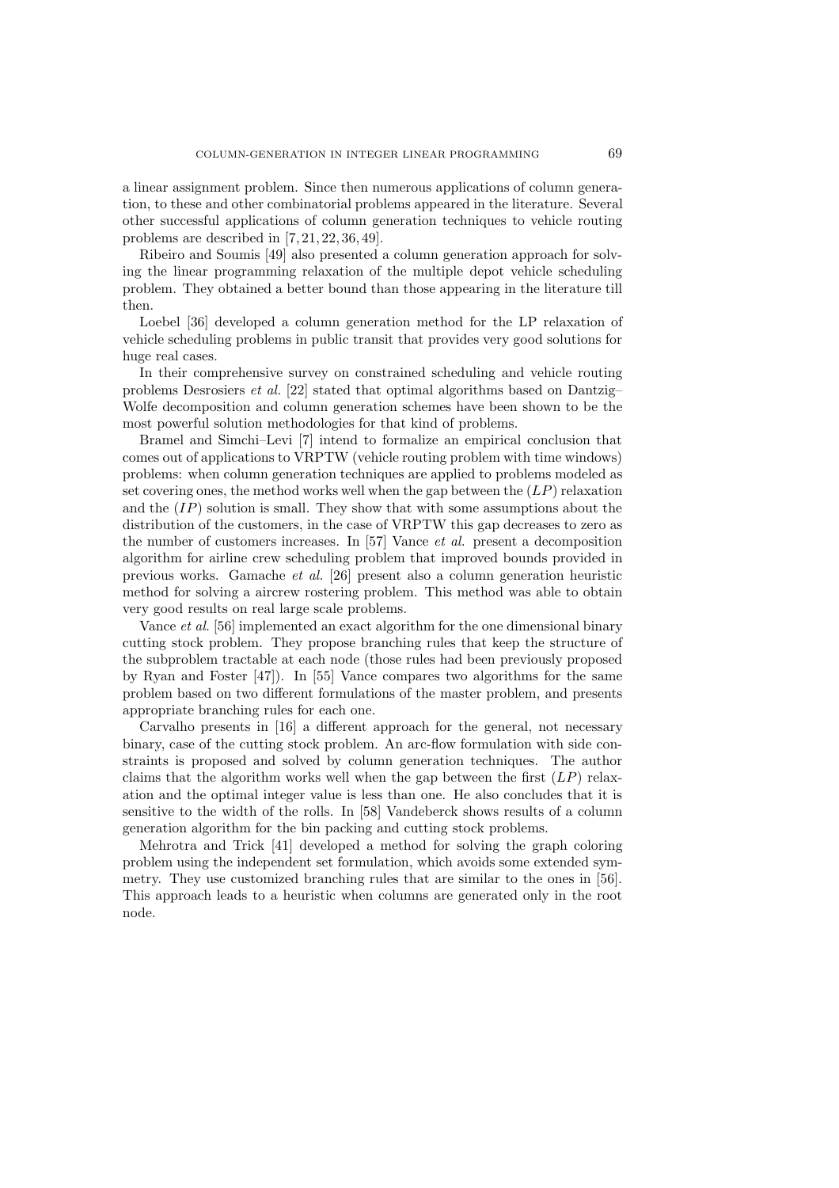a linear assignment problem. Since then numerous applications of column generation, to these and other combinatorial problems appeared in the literature. Several other successful applications of column generation techniques to vehicle routing problems are described in [7, 21, 22, 36, 49].

Ribeiro and Soumis [49] also presented a column generation approach for solving the linear programming relaxation of the multiple depot vehicle scheduling problem. They obtained a better bound than those appearing in the literature till then.

Loebel [36] developed a column generation method for the LP relaxation of vehicle scheduling problems in public transit that provides very good solutions for huge real cases.

In their comprehensive survey on constrained scheduling and vehicle routing problems Desrosiers *et al.* [22] stated that optimal algorithms based on Dantzig–Wolfe decomposition and column generation schemes have been shown to be the most powerful solution methodologies for that kind of problems.

Bramel and Simchi–Levi [7] intend to formalize an empirical conclusion that comes out of applications to VRPTW (vehicle routing problem with time windows) problems: when column generation techniques are applied to problems modeled as set covering ones, the method works well when the gap between the $(LP)$ relaxation and the $(IP)$ solution is small. They show that with some assumptions about the distribution of the customers, in the case of VRPTW this gap decreases to zero as the number of customers increases. In [57] Vance *et al.* present a decomposition algorithm for airline crew scheduling problem that improved bounds provided in previous works. Gamache *et al.* [26] present also a column generation heuristic method for solving a aircrew rostering problem. This method was able to obtain very good results on real large scale problems.

Vance *et al.* [56] implemented an exact algorithm for the one dimensional binary cutting stock problem. They propose branching rules that keep the structure of the subproblem tractable at each node (those rules had been previously proposed by Ryan and Foster [47]). In [55] Vance compares two algorithms for the same problem based on two different formulations of the master problem, and presents appropriate branching rules for each one.

Carvalho presents in [16] a different approach for the general, not necessary binary, case of the cutting stock problem. An arc-flow formulation with side constraints is proposed and solved by column generation techniques. The author claims that the algorithm works well when the gap between the first $(LP)$ relaxation and the optimal integer value is less than one. He also concludes that it is sensitive to the width of the rolls. In [58] Vandeberck shows results of a column generation algorithm for the bin packing and cutting stock problems.

Mehrotra and Trick [41] developed a method for solving the graph coloring problem using the independent set formulation, which avoids some extended symmetry. They use customized branching rules that are similar to the ones in [56]. This approach leads to a heuristic when columns are generated only in the root node.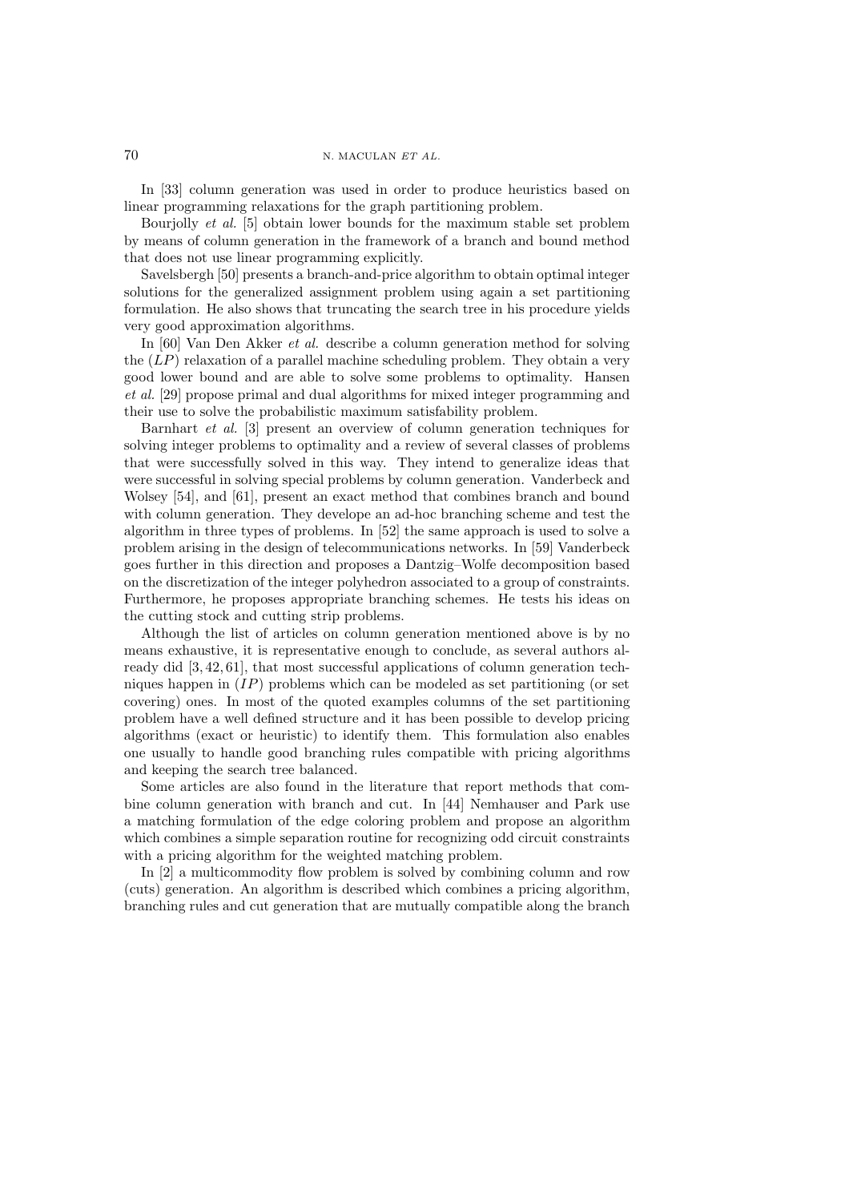In [33] column generation was used in order to produce heuristics based on linear programming relaxations for the graph partitioning problem.

Bourjolly *et al.* [5] obtain lower bounds for the maximum stable set problem by means of column generation in the framework of a branch and bound method that does not use linear programming explicitly.

Savelsbergh [50] presents a branch-and-price algorithm to obtain optimal integer solutions for the generalized assignment problem using again a set partitioning formulation. He also shows that truncating the search tree in his procedure yields very good approximation algorithms.

In [60] Van Den Akker *et al.* describe a column generation method for solving the $(LP)$ relaxation of a parallel machine scheduling problem. They obtain a very good lower bound and are able to solve some problems to optimality. Hansen *et al.* [29] propose primal and dual algorithms for mixed integer programming and their use to solve the probabilistic maximum satisfability problem.

Barnhart *et al.* [3] present an overview of column generation techniques for solving integer problems to optimality and a review of several classes of problems that were successfully solved in this way. They intend to generalize ideas that were successful in solving special problems by column generation. Vanderbeck and Wolsey [54], and [61], present an exact method that combines branch and bound with column generation. They develope an ad-hoc branching scheme and test the algorithm in three types of problems. In [52] the same approach is used to solve a problem arising in the design of telecommunications networks. In [59] Vanderbeck goes further in this direction and proposes a Dantzig–Wolfe decomposition based on the discretization of the integer polyhedron associated to a group of constraints. Furthermore, he proposes appropriate branching schemes. He tests his ideas on the cutting stock and cutting strip problems.

Although the list of articles on column generation mentioned above is by no means exhaustive, it is representative enough to conclude, as several authors already did [3, 42, 61], that most successful applications of column generation techniques happen in $(IP)$ problems which can be modeled as set partitioning (or set covering) ones. In most of the quoted examples columns of the set partitioning problem have a well defined structure and it has been possible to develop pricing algorithms (exact or heuristic) to identify them. This formulation also enables one usually to handle good branching rules compatible with pricing algorithms and keeping the search tree balanced.

Some articles are also found in the literature that report methods that combine column generation with branch and cut. In [44] Nemhauser and Park use a matching formulation of the edge coloring problem and propose an algorithm which combines a simple separation routine for recognizing odd circuit constraints with a pricing algorithm for the weighted matching problem.

In [2] a multicommodity flow problem is solved by combining column and row (cuts) generation. An algorithm is described which combines a pricing algorithm, branching rules and cut generation that are mutually compatible along the branch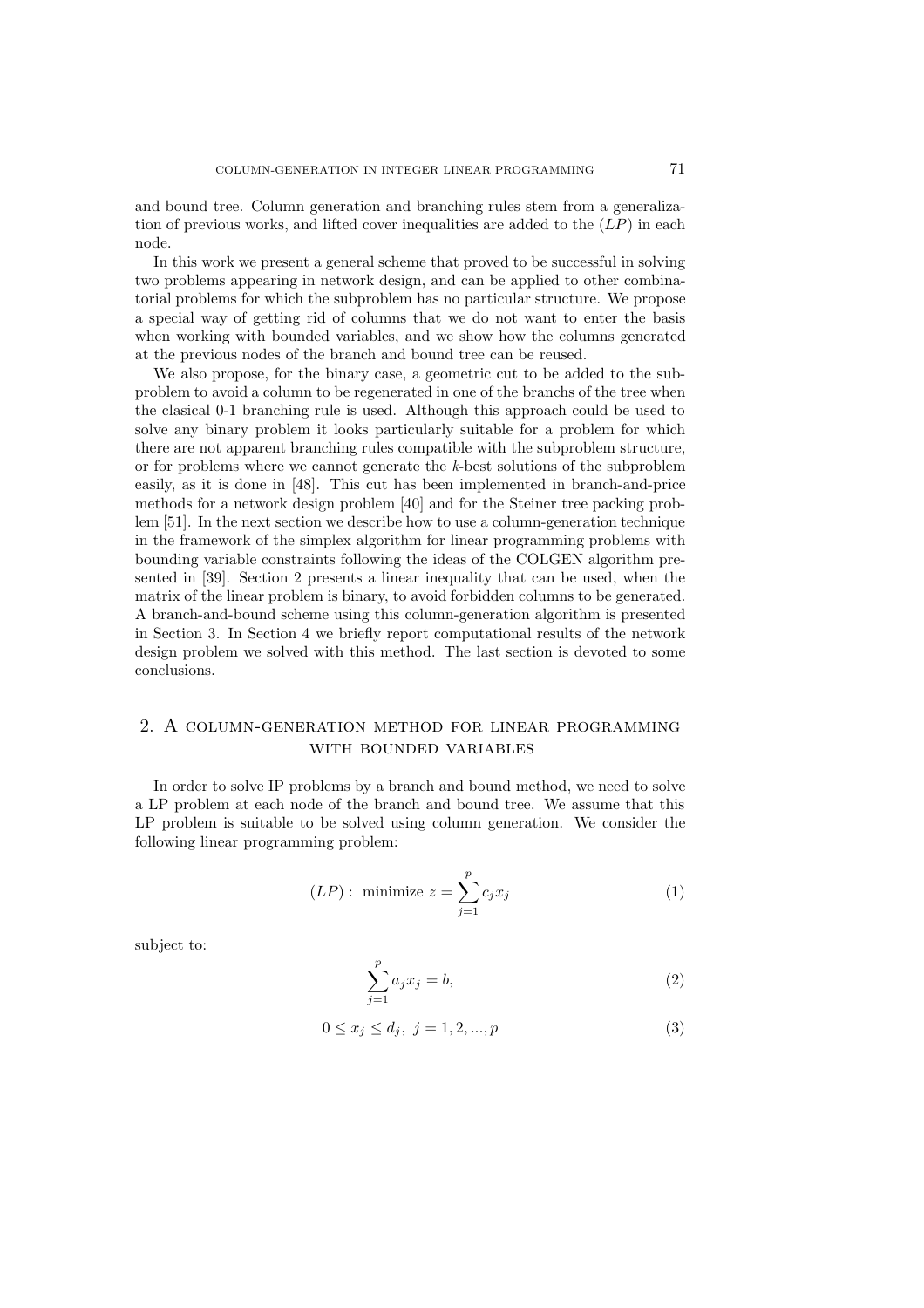and bound tree. Column generation and branching rules stem from a generalization of previous works, and lifted cover inequalities are added to the $(LP)$ in each node.

In this work we present a general scheme that proved to be successful in solving two problems appearing in network design, and can be applied to other combinatorial problems for which the subproblem has no particular structure. We propose a special way of getting rid of columns that we do not want to enter the basis when working with bounded variables, and we show how the columns generated at the previous nodes of the branch and bound tree can be reused.

We also propose, for the binary case, a geometric cut to be added to the subproblem to avoid a column to be regenerated in one of the branchs of the tree when the clasical 0-1 branching rule is used. Although this approach could be used to solve any binary problem it looks particularly suitable for a problem for which there are not apparent branching rules compatible with the subproblem structure, or for problems where we cannot generate the $k$-best solutions of the subproblem easily, as it is done in [48]. This cut has been implemented in branch-and-price methods for a network design problem [40] and for the Steiner tree packing problem [51]. In the next section we describe how to use a column-generation technique in the framework of the simplex algorithm for linear programming problems with bounding variable constraints following the ideas of the COLGEN algorithm presented in [39]. Section 2 presents a linear inequality that can be used, when the matrix of the linear problem is binary, to avoid forbidden columns to be generated. A branch-and-bound scheme using this column-generation algorithm is presented in Section 3. In Section 4 we briefly report computational results of the network design problem we solved with this method. The last section is devoted to some conclusions.

## 2. A column-generation method for linear programming with bounded variables

In order to solve IP problems by a branch and bound method, we need to solve a LP problem at each node of the branch and bound tree. We assume that this LP problem is suitable to be solved using column generation. We consider the following linear programming problem:

$$(LP): \text{ minimize } z = \sum_{j=1}^{p} c_j x_j \tag{1}$$

subject to:

$$\sum_{j=1}^{p} a_j x_j = b, \tag{2}$$

$$0 \leq x_j \leq d_j, \; j = 1, 2, ..., p \tag{3}$$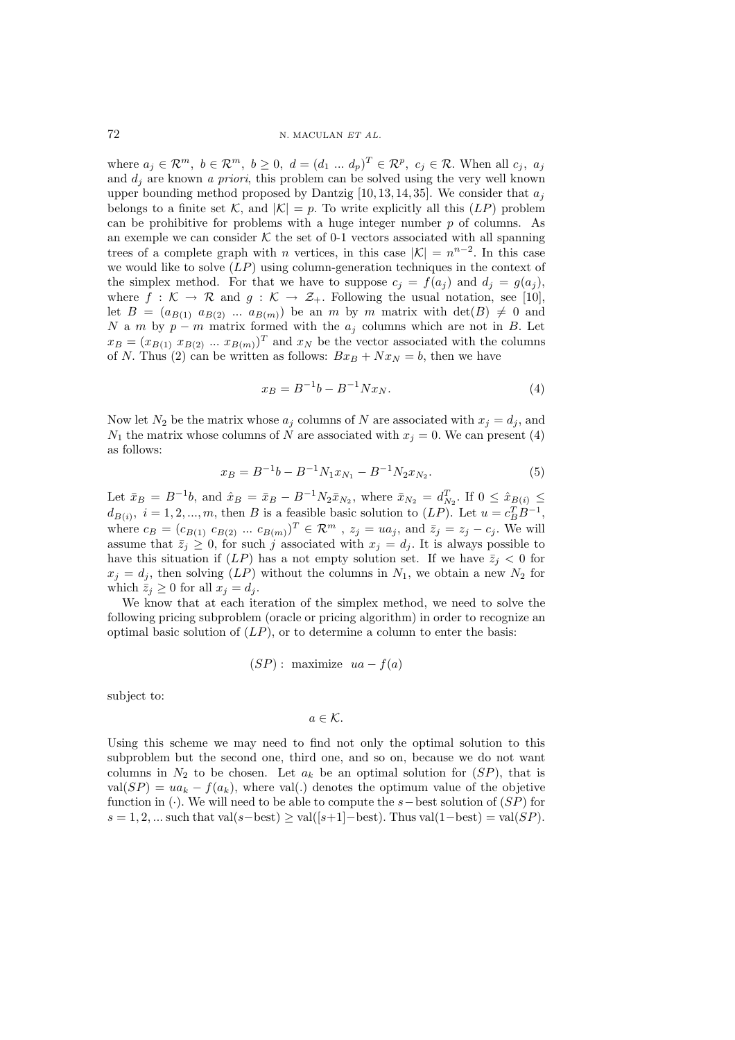where $a_j \in \mathcal{R}^m$, $b \in \mathcal{R}^m$, $b \geq 0$, $d = (d_1 \; ... \; d_p)^T \in \mathcal{R}^p$, $c_j \in \mathcal{R}$. When all $c_j$, $a_j$ and $d_j$ are known *a priori*, this problem can be solved using the very well known upper bounding method proposed by Dantzig [10,13,14,35]. We consider that $a_j$ belongs to a finite set $\mathcal{K}$, and $|\mathcal{K}| = p$. To write explicitly all this $(LP)$ problem can be prohibitive for problems with a huge integer number $p$ of columns. As an exemple we can consider $\mathcal{K}$ the set of 0-1 vectors associated with all spanning trees of a complete graph with $n$ vertices, in this case $|\mathcal{K}| = n^{n-2}$. In this case we would like to solve $(LP)$ using column-generation techniques in the context of the simplex method. For that we have to suppose $c_j = f(a_j)$ and $d_j = g(a_j)$, where $f : \mathcal{K} \rightarrow \mathcal{R}$ and $g : \mathcal{K} \rightarrow \mathcal{Z}_+$. Following the usual notation, see [10], let $B = (a_{B(1)} \; a_{B(2)} \; ... \; a_{B(m)})$ be an $m$ by $m$ matrix with $\det(B) \neq 0$ and $N$ a $m$ by $p - m$ matrix formed with the $a_j$ columns which are not in $B$. Let $x_B = (x_{B(1)} \; x_{B(2)} \; ... \; x_{B(m)})^T$ and $x_N$ be the vector associated with the columns of $N$. Thus (2) can be written as follows: $Bx_B + Nx_N = b$, then we have

$$x_B = B^{-1}b - B^{-1}Nx_N. \tag{4}$$

Now let $N_2$ be the matrix whose $a_j$ columns of $N$ are associated with $x_j = d_j$, and $N_1$ the matrix whose columns of $N$ are associated with $x_j = 0$. We can present (4) as follows:

$$x_B = B^{-1}b - B^{-1}N_1x_{N_1} - B^{-1}N_2x_{N_2}. \tag{5}$$

Let $\bar{x}_B = B^{-1}b$, and $\hat{x}_B = \bar{x}_B - B^{-1}N_2\bar{x}_{N_2}$, where $\bar{x}_{N_2} = d^T_{N_2}$. If $0 \leq \hat{x}_{B(i)} \leq d_{B(i)}$, $i = 1, 2, ..., m$, then $B$ is a feasible basic solution to $(LP)$. Let $u = c_B^T B^{-1}$, where $c_B = (c_{B(1)} \; c_{B(2)} \; ... \; c_{B(m)})^T \in \mathcal{R}^m$ , $z_j = ua_j$, and $\bar{z}_j = z_j - c_j$. We will assume that $\bar{z}_j \geq 0$, for such $j$ associated with $x_j = d_j$. It is always possible to have this situation if $(LP)$ has a not empty solution set. If we have $\bar{z}_j < 0$ for $x_j = d_j$, then solving $(LP)$ without the columns in $N_1$, we obtain a new $N_2$ for which $\bar{z}_j \geq 0$ for all $x_j = d_j$.

We know that at each iteration of the simplex method, we need to solve the following pricing subproblem (oracle or pricing algorithm) in order to recognize an optimal basic solution of $(LP)$, or to determine a column to enter the basis:

$$(SP): \text{ maximize } \; ua - f(a)$$

subject to:

$$a \in \mathcal{K}.$$

Using this scheme we may need to find not only the optimal solution to this subproblem but the second one, third one, and so on, because we do not want columns in $N_2$ to be chosen. Let $a_k$ be an optimal solution for $(SP)$, that is $\text{val}(SP) = ua_k - f(a_k)$, where val(.) denotes the optimum value of the objetive function in $(\cdot)$. We will need to be able to compute the $s-$best solution of $(SP)$ for $s = 1, 2, ...$ such that $\text{val}(s\text{-best}) \geq \text{val}([s+1]\text{-best})$. Thus $\text{val}(1\text{-best}) = \text{val}(SP)$.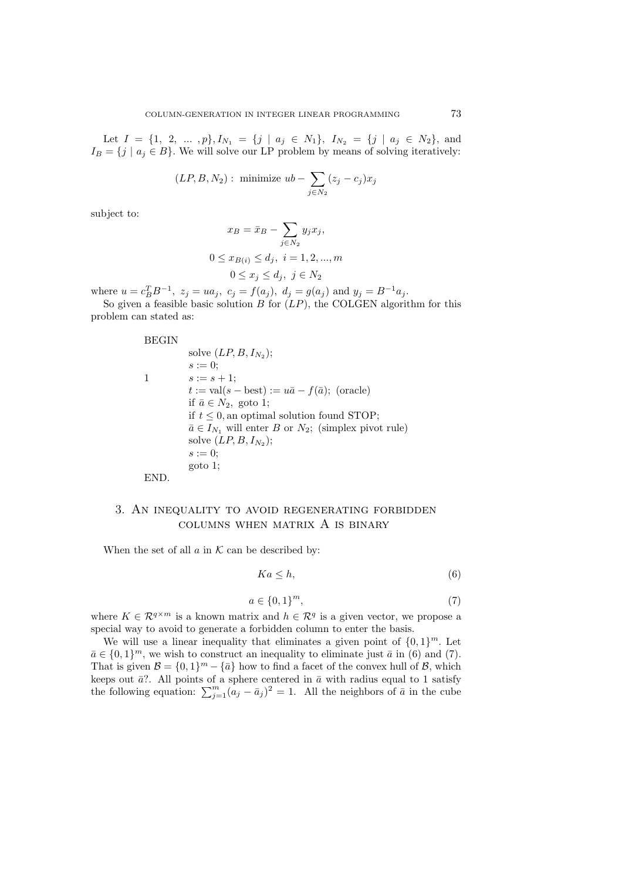Let $I = \{1, 2, ..., p\}, I_{N_1} = \{j \mid a_j \in N_1\}, I_{N_2} = \{j \mid a_j \in N_2\}$, and $I_B = \{j \mid a_j \in B\}$. We will solve our LP problem by means of solving iteratively:

$$(LP, B, N_2): \text{ minimize } ub - \sum_{j \in N_2} (z_j - c_j) x_j$$

subject to:

$$x_B = \bar{x}_B - \sum_{j \in N_2} y_j x_j,$$

$$0 \leq x_{B(i)} \leq d_j, \ i = 1, 2, ..., m$$

$$0 \leq x_j \leq d_j, \ j \in N_2$$

where $u = c_B^T B^{-1}, \ z_j = ua_j, \ c_j = f(a_j), \ d_j = g(a_j)$ and $y_j = B^{-1} a_j$.

So given a feasible basic solution $B$ for $(LP)$, the COLGEN algorithm for this problem can stated as:

```
BEGIN
        solve (LP, B, I_{N_2});
        s := 0;
1       s := s + 1;
        t := val(s − best) := uā − f(ā); (oracle)
        if ā ∈ N_2, goto 1;
        if t ≤ 0, an optimal solution found STOP;
        ā ∈ I_{N_1} will enter B or N_2; (simplex pivot rule)
        solve (LP, B, I_{N_2});
        s := 0;
        goto 1;
END.
```

## 3. An inequality to avoid regenerating forbidden columns when matrix A is binary

When the set of all $a$ in $\mathcal{K}$ can be described by:

$$Ka \leq h, \tag{6}$$

$$a \in \{0, 1\}^m, \tag{7}$$

where $K \in \mathcal{R}^{q \times m}$ is a known matrix and $h \in \mathcal{R}^q$ is a given vector, we propose a special way to avoid to generate a forbidden column to enter the basis.

We will use a linear inequality that eliminates a given point of $\{0, 1\}^m$. Let $\bar{a} \in \{0, 1\}^m$, we wish to construct an inequality to eliminate just $\bar{a}$ in (6) and (7). That is given $\mathcal{B} = \{0, 1\}^m - \{\bar{a}\}$ how to find a facet of the convex hull of $\mathcal{B}$, which keeps out $\bar{a}$?. All points of a sphere centered in $\bar{a}$ with radius equal to 1 satisfy the following equation: $\sum_{j=1}^m (a_j - \bar{a}_j)^2 = 1$. All the neighbors of $\bar{a}$ in the cube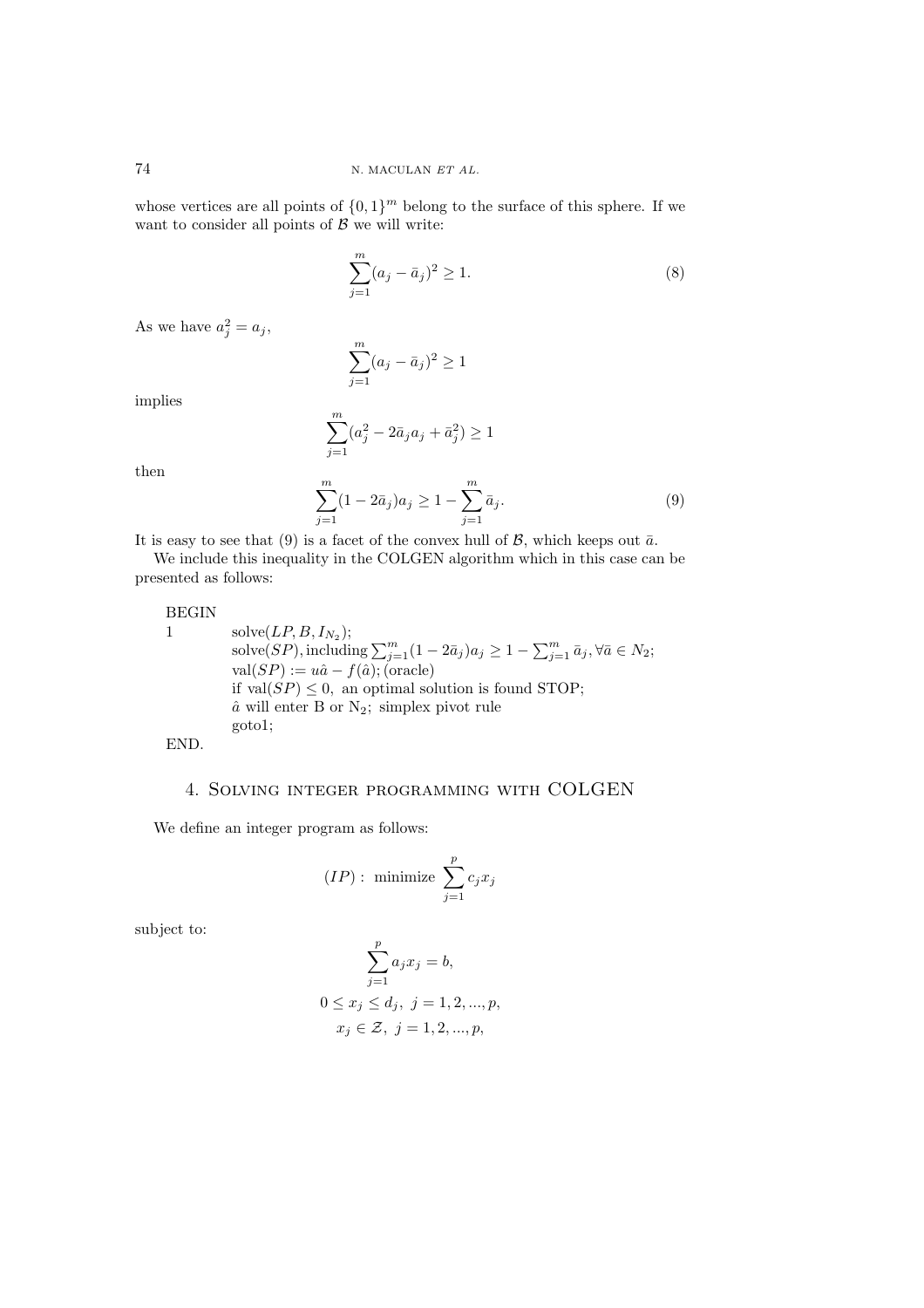whose vertices are all points of $\{0,1\}^m$ belong to the surface of this sphere. If we want to consider all points of $\mathcal{B}$ we will write:

$$\sum_{j=1}^{m}(a_j - \bar{a}_j)^2 \geq 1. \tag{8}$$

As we have $a_j^2 = a_j$,

$$\sum_{j=1}^{m}(a_j - \bar{a}_j)^2 \geq 1$$

implies

$$\sum_{j=1}^{m}(a_j^2 - 2\bar{a}_j a_j + \bar{a}_j^2) \geq 1$$

then

$$\sum_{j=1}^{m}(1 - 2\bar{a}_j)a_j \geq 1 - \sum_{j=1}^{m}\bar{a}_j. \tag{9}$$

It is easy to see that (9) is a facet of the convex hull of $\mathcal{B}$, which keeps out $\bar{a}$.

We include this inequality in the COLGEN algorithm which in this case can be presented as follows:

```
BEGIN
1        solve(LP, B, I_{N_2});
         solve(SP), including Σ_{j=1}^{m}(1 − 2ā_j)a_j ≥ 1 − Σ_{j=1}^{m} ā_j, ∀ā ∈ N_2;
         val(SP) := uâ − f(â); (oracle)
         if val(SP) ≤ 0, an optimal solution is found STOP;
         â will enter B or N_2; simplex pivot rule
         goto1;
END.
```

## 4. Solving integer programming with COLGEN

We define an integer program as follows:

$$(IP): \text{ minimize } \sum_{j=1}^{p} c_j x_j$$

subject to:

$$\sum_{j=1}^{p} a_j x_j = b,$$

$$0 \leq x_j \leq d_j,\ j = 1, 2, ..., p,$$

$$x_j \in \mathcal{Z},\ j = 1, 2, ..., p,$$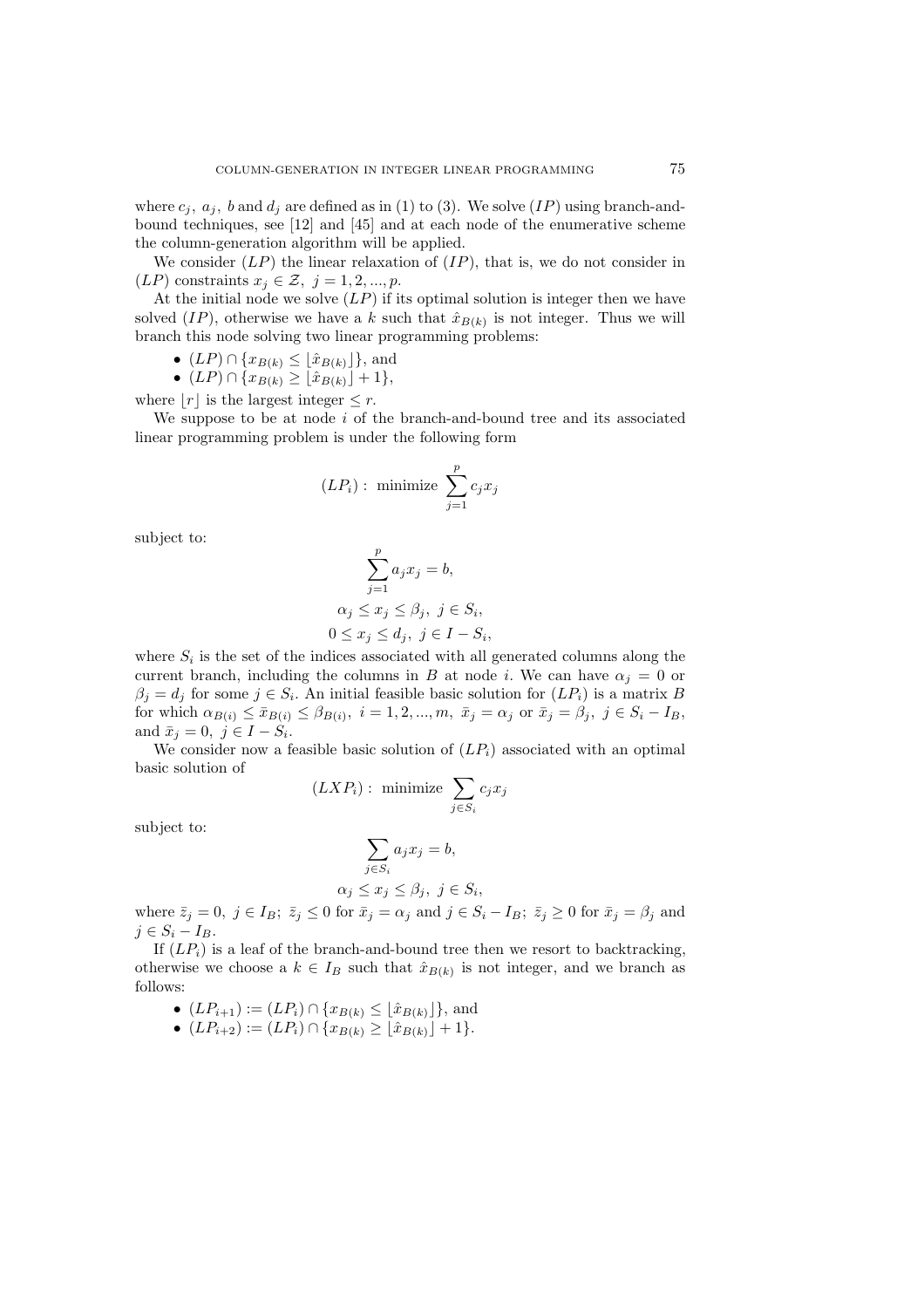where $c_j,\ a_j,\ b$ and $d_j$ are defined as in (1) to (3). We solve $(IP)$ using branch-and-bound techniques, see [12] and [45] and at each node of the enumerative scheme the column-generation algorithm will be applied.

We consider $(LP)$ the linear relaxation of $(IP)$, that is, we do not consider in $(LP)$ constraints $x_j \in \mathcal{Z},\ j = 1, 2, ..., p$.

At the initial node we solve $(LP)$ if its optimal solution is integer then we have solved $(IP)$, otherwise we have a $k$ such that $\hat{x}_{B(k)}$ is not integer. Thus we will branch this node solving two linear programming problems:

- $(LP) \cap \{x_{B(k)} \leq \lfloor \hat{x}_{B(k)} \rfloor\}$, and
- $(LP) \cap \{x_{B(k)} \geq \lfloor \hat{x}_{B(k)} \rfloor + 1\}$,

where $\lfloor r \rfloor$ is the largest integer $\leq r$.

We suppose to be at node $i$ of the branch-and-bound tree and its associated linear programming problem is under the following form

$$(LP_i): \text{ minimize } \sum_{j=1}^{p} c_j x_j$$

subject to:

$$\sum_{j=1}^{p} a_j x_j = b,$$

$$\alpha_j \leq x_j \leq \beta_j,\ j \in S_i,$$

$$0 \leq x_j \leq d_j,\ j \in I - S_i,$$

where $S_i$ is the set of the indices associated with all generated columns along the current branch, including the columns in $B$ at node $i$. We can have $\alpha_j = 0$ or $\beta_j = d_j$ for some $j \in S_i$. An initial feasible basic solution for $(LP_i)$ is a matrix $B$ for which $\alpha_{B(i)} \leq \bar{x}_{B(i)} \leq \beta_{B(i)},\ i = 1, 2, ..., m,\ \bar{x}_j = \alpha_j$ or $\bar{x}_j = \beta_j,\ j \in S_i - I_B$, and $\bar{x}_j = 0,\ j \in I - S_i$.

We consider now a feasible basic solution of $(LP_i)$ associated with an optimal basic solution of

$$(LXP_i): \text{ minimize } \sum_{j \in S_i} c_j x_j$$

subject to:

$$\sum_{j \in S_i} a_j x_j = b,$$

$$\alpha_j \leq x_j \leq \beta_j,\ j \in S_i,$$

where $\bar{z}_j = 0,\ j \in I_B;\ \bar{z}_j \leq 0$ for $\bar{x}_j = \alpha_j$ and $j \in S_i - I_B;\ \bar{z}_j \geq 0$ for $\bar{x}_j = \beta_j$ and $j \in S_i - I_B$.

If $(LP_i)$ is a leaf of the branch-and-bound tree then we resort to backtracking, otherwise we choose a $k \in I_B$ such that $\hat{x}_{B(k)}$ is not integer, and we branch as follows:

- $(LP_{i+1}) := (LP_i) \cap \{x_{B(k)} \leq \lfloor \hat{x}_{B(k)} \rfloor\}$, and
- $(LP_{i+2}) := (LP_i) \cap \{x_{B(k)} \geq \lfloor \hat{x}_{B(k)} \rfloor + 1\}$.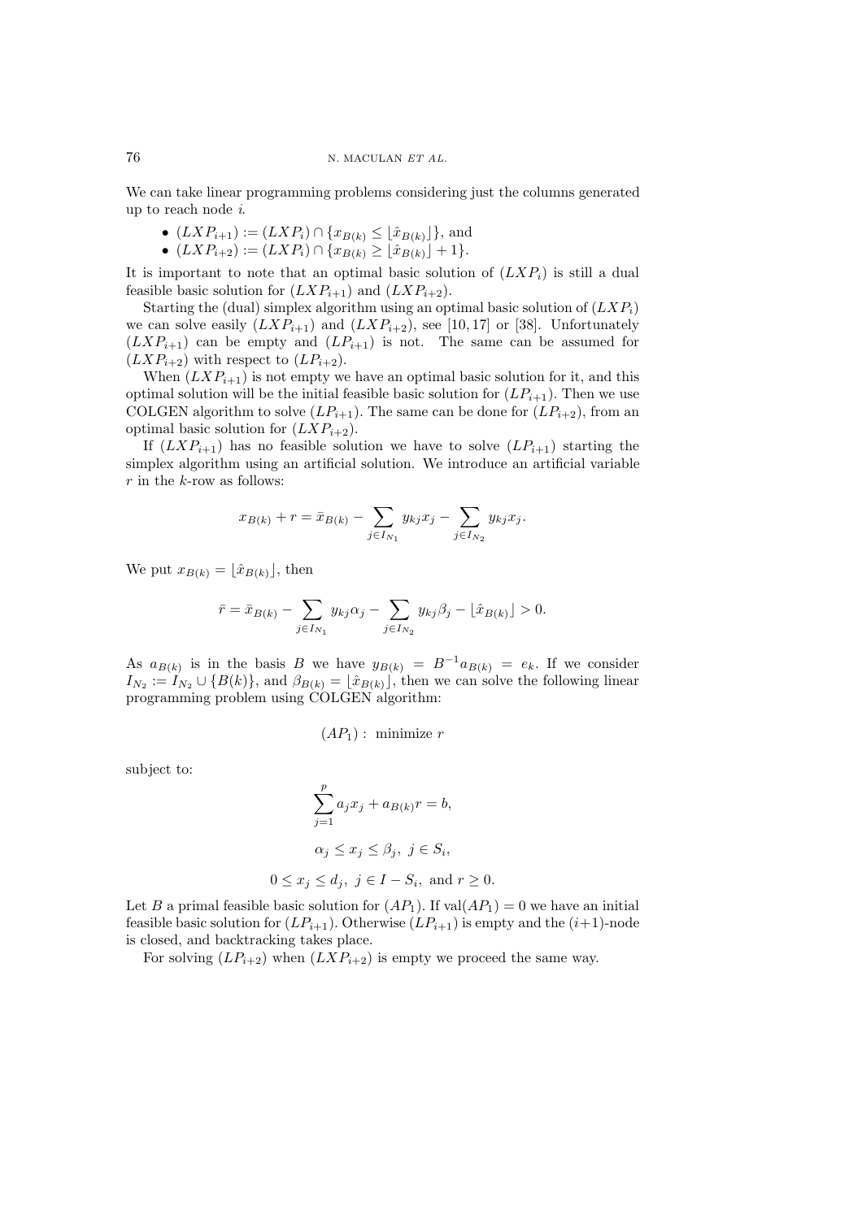We can take linear programming problems considering just the columns generated up to reach node $i$.

- $(LXP_{i+1}) := (LXP_i) \cap \{x_{B(k)} \leq \lfloor \hat{x}_{B(k)} \rfloor\}$, and
- $(LXP_{i+2}) := (LXP_i) \cap \{x_{B(k)} \geq \lfloor \hat{x}_{B(k)} \rfloor + 1\}$.

It is important to note that an optimal basic solution of $(LXP_i)$ is still a dual feasible basic solution for $(LXP_{i+1})$ and $(LXP_{i+2})$.

Starting the (dual) simplex algorithm using an optimal basic solution of $(LXP_i)$ we can solve easily $(LXP_{i+1})$ and $(LXP_{i+2})$, see [10, 17] or [38]. Unfortunately $(LXP_{i+1})$ can be empty and $(LP_{i+1})$ is not. The same can be assumed for $(LXP_{i+2})$ with respect to $(LP_{i+2})$.

When $(LXP_{i+1})$ is not empty we have an optimal basic solution for it, and this optimal solution will be the initial feasible basic solution for $(LP_{i+1})$. Then we use COLGEN algorithm to solve $(LP_{i+1})$. The same can be done for $(LP_{i+2})$, from an optimal basic solution for $(LXP_{i+2})$.

If $(LXP_{i+1})$ has no feasible solution we have to solve $(LP_{i+1})$ starting the simplex algorithm using an artificial solution. We introduce an artificial variable $r$ in the $k$-row as follows:

$$x_{B(k)} + r = \bar{x}_{B(k)} - \sum_{j \in I_{N_1}} y_{kj} x_j - \sum_{j \in I_{N_2}} y_{kj} x_j.$$

We put $x_{B(k)} = \lfloor \hat{x}_{B(k)} \rfloor$, then

$$\bar{r} = \bar{x}_{B(k)} - \sum_{j \in I_{N_1}} y_{kj} \alpha_j - \sum_{j \in I_{N_2}} y_{kj} \beta_j - \lfloor \hat{x}_{B(k)} \rfloor > 0.$$

As $a_{B(k)}$ is in the basis $B$ we have $y_{B(k)} = B^{-1} a_{B(k)} = e_k$. If we consider $I_{N_2} := I_{N_2} \cup \{B(k)\}$, and $\beta_{B(k)} = \lfloor \hat{x}_{B(k)} \rfloor$, then we can solve the following linear programming problem using COLGEN algorithm:

$$(AP_1): \text{ minimize } r$$

subject to:

$$\sum_{j=1}^{p} a_j x_j + a_{B(k)} r = b,$$

$$\alpha_j \leq x_j \leq \beta_j, \; j \in S_i,$$

$$0 \leq x_j \leq d_j, \; j \in I - S_i, \text{ and } r \geq 0.$$

Let $B$ a primal feasible basic solution for $(AP_1)$. If $\text{val}(AP_1) = 0$ we have an initial feasible basic solution for $(LP_{i+1})$. Otherwise $(LP_{i+1})$ is empty and the $(i+1)$-node is closed, and backtracking takes place.

For solving $(LP_{i+2})$ when $(LXP_{i+2})$ is empty we proceed the same way.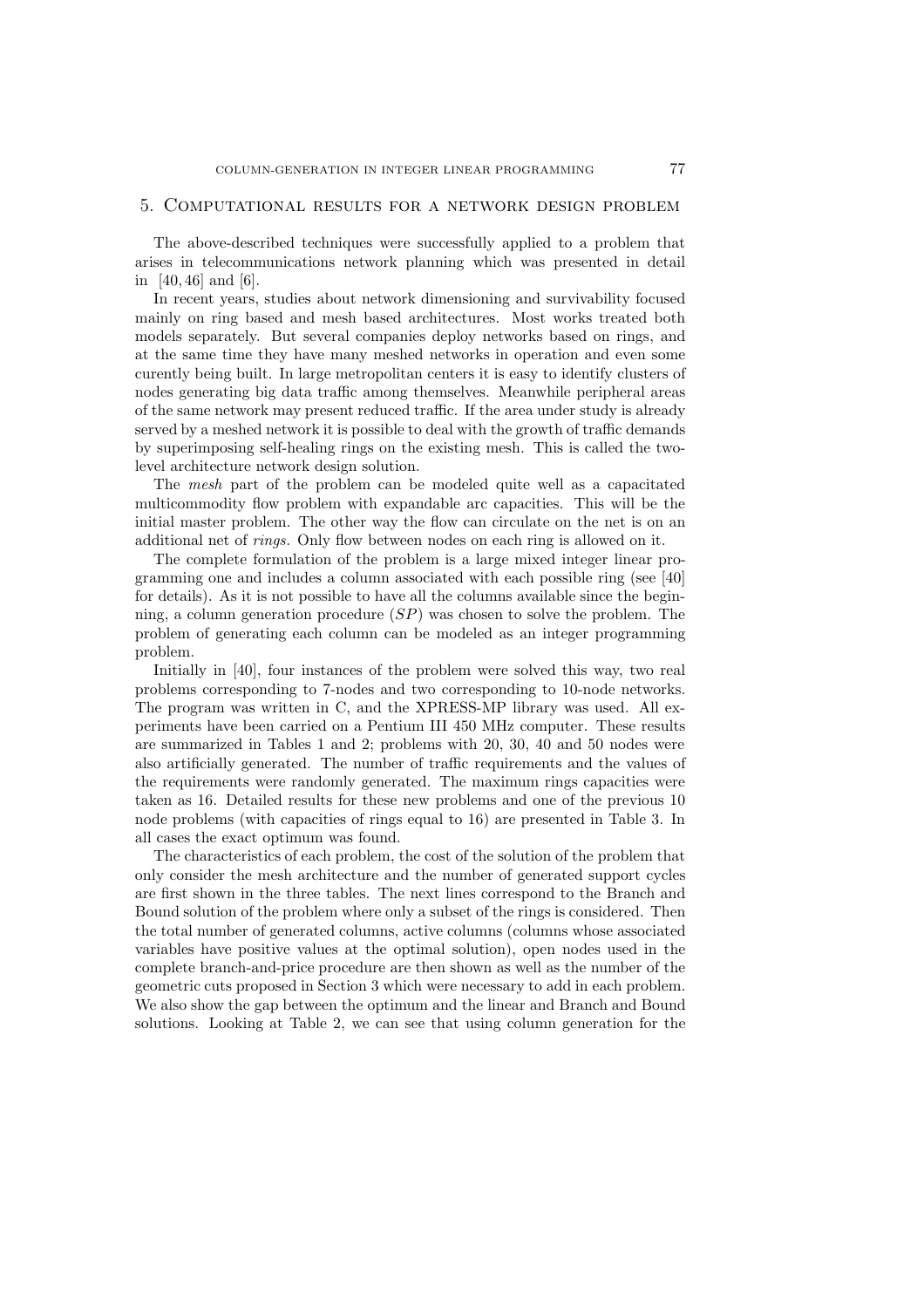## 5. Computational results for a network design problem

The above-described techniques were successfully applied to a problem that arises in telecommunications network planning which was presented in detail in [40, 46] and [6].

In recent years, studies about network dimensioning and survivability focused mainly on ring based and mesh based architectures. Most works treated both models separately. But several companies deploy networks based on rings, and at the same time they have many meshed networks in operation and even some curently being built. In large metropolitan centers it is easy to identify clusters of nodes generating big data traffic among themselves. Meanwhile peripheral areas of the same network may present reduced traffic. If the area under study is already served by a meshed network it is possible to deal with the growth of traffic demands by superimposing self-healing rings on the existing mesh. This is called the two-level architecture network design solution.

The *mesh* part of the problem can be modeled quite well as a capacitated multicommodity flow problem with expandable arc capacities. This will be the initial master problem. The other way the flow can circulate on the net is on an additional net of *rings.* Only flow between nodes on each ring is allowed on it.

The complete formulation of the problem is a large mixed integer linear programming one and includes a column associated with each possible ring (see [40] for details). As it is not possible to have all the columns available since the beginning, a column generation procedure ($SP$) was chosen to solve the problem. The problem of generating each column can be modeled as an integer programming problem.

Initially in [40], four instances of the problem were solved this way, two real problems corresponding to 7-nodes and two corresponding to 10-node networks. The program was written in C, and the XPRESS-MP library was used. All experiments have been carried on a Pentium III 450 MHz computer. These results are summarized in Tables 1 and 2; problems with 20, 30, 40 and 50 nodes were also artificially generated. The number of traffic requirements and the values of the requirements were randomly generated. The maximum rings capacities were taken as 16. Detailed results for these new problems and one of the previous 10 node problems (with capacities of rings equal to 16) are presented in Table 3. In all cases the exact optimum was found.

The characteristics of each problem, the cost of the solution of the problem that only consider the mesh architecture and the number of generated support cycles are first shown in the three tables. The next lines correspond to the Branch and Bound solution of the problem where only a subset of the rings is considered. Then the total number of generated columns, active columns (columns whose associated variables have positive values at the optimal solution), open nodes used in the complete branch-and-price procedure are then shown as well as the number of the geometric cuts proposed in Section 3 which were necessary to add in each problem. We also show the gap between the optimum and the linear and Branch and Bound solutions. Looking at Table 2, we can see that using column generation for the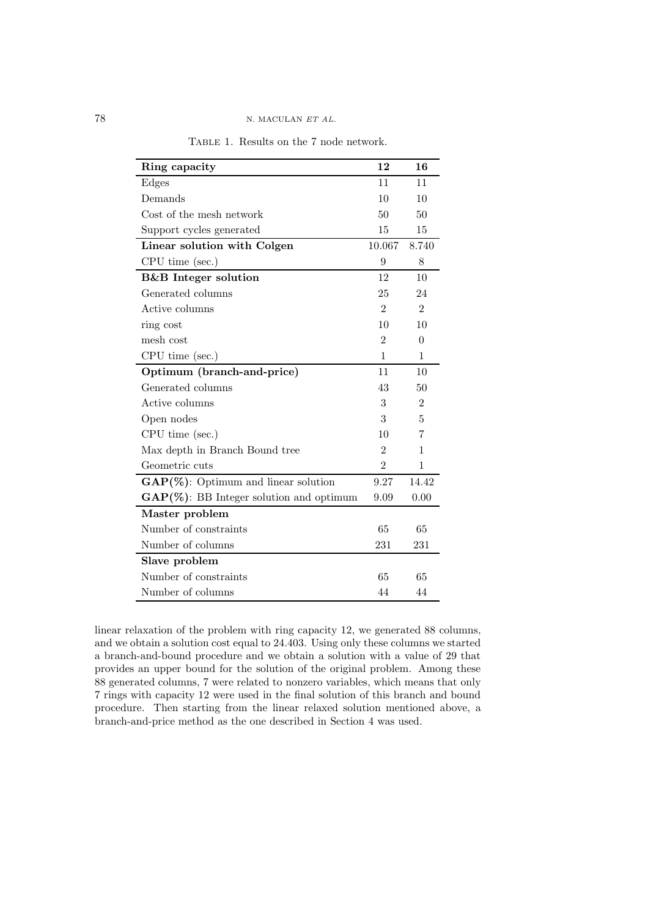Table 1. Results on the 7 node network.

| **Ring capacity** | **12** | **16** |
|---|---|---|
| Edges | 11 | 11 |
| Demands | 10 | 10 |
| Cost of the mesh network | 50 | 50 |
| Support cycles generated | 15 | 15 |
| **Linear solution with Colgen** | 10.067 | 8.740 |
| CPU time (sec.) | 9 | 8 |
| **B&B Integer solution** | 12 | 10 |
| Generated columns | 25 | 24 |
| Active columns | 2 | 2 |
| ring cost | 10 | 10 |
| mesh cost | 2 | 0 |
| CPU time (sec.) | 1 | 1 |
| **Optimum (branch-and-price)** | 11 | 10 |
| Generated columns | 43 | 50 |
| Active columns | 3 | 2 |
| Open nodes | 3 | 5 |
| CPU time (sec.) | 10 | 7 |
| Max depth in Branch Bound tree | 2 | 1 |
| Geometric cuts | 2 | 1 |
| **GAP(%)**: Optimum and linear solution | 9.27 | 14.42 |
| **GAP(%)**: BB Integer solution and optimum | 9.09 | 0.00 |
| **Master problem** | | |
| Number of constraints | 65 | 65 |
| Number of columns | 231 | 231 |
| **Slave problem** | | |
| Number of constraints | 65 | 65 |
| Number of columns | 44 | 44 |

linear relaxation of the problem with ring capacity 12, we generated 88 columns, and we obtain a solution cost equal to 24.403. Using only these columns we started a branch-and-bound procedure and we obtain a solution with a value of 29 that provides an upper bound for the solution of the original problem. Among these 88 generated columns, 7 were related to nonzero variables, which means that only 7 rings with capacity 12 were used in the final solution of this branch and bound procedure. Then starting from the linear relaxed solution mentioned above, a branch-and-price method as the one described in Section 4 was used.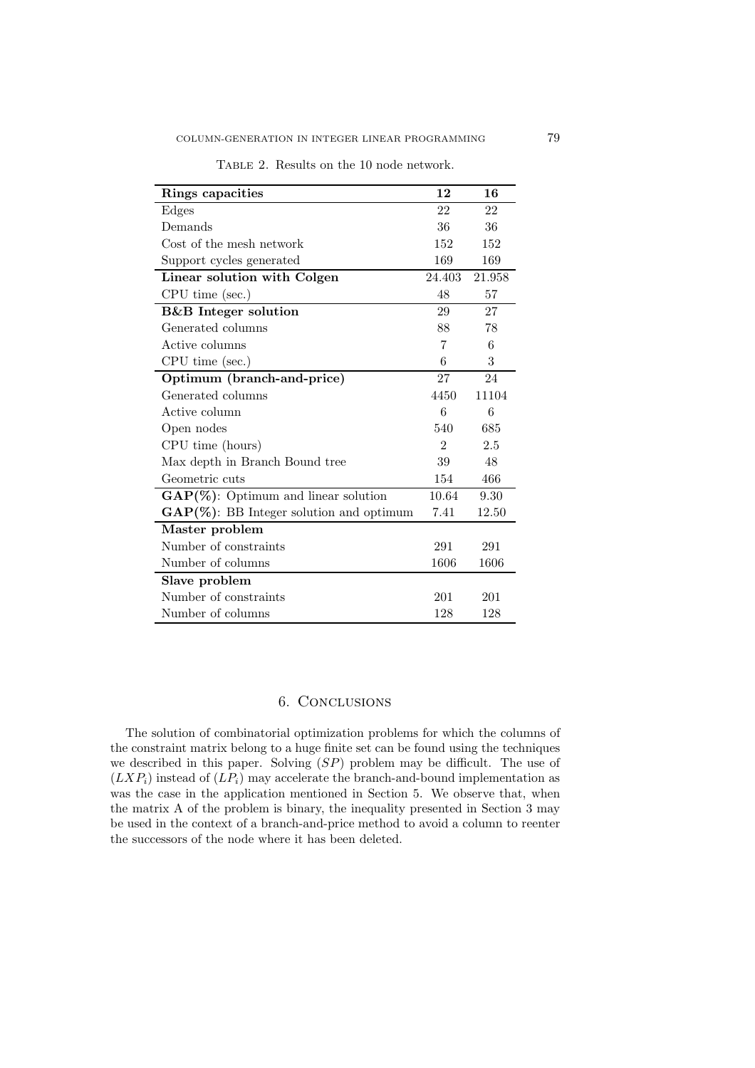Table 2. Results on the 10 node network.

| **Rings capacities** | **12** | **16** |
|---|---|---|
| Edges | 22 | 22 |
| Demands | 36 | 36 |
| Cost of the mesh network | 152 | 152 |
| Support cycles generated | 169 | 169 |
| **Linear solution with Colgen** | 24.403 | 21.958 |
| CPU time (sec.) | 48 | 57 |
| **B&B Integer solution** | 29 | 27 |
| Generated columns | 88 | 78 |
| Active columns | 7 | 6 |
| CPU time (sec.) | 6 | 3 |
| **Optimum (branch-and-price)** | 27 | 24 |
| Generated columns | 4450 | 11104 |
| Active column | 6 | 6 |
| Open nodes | 540 | 685 |
| CPU time (hours) | 2 | 2.5 |
| Max depth in Branch Bound tree | 39 | 48 |
| Geometric cuts | 154 | 466 |
| **GAP(%)**: Optimum and linear solution | 10.64 | 9.30 |
| **GAP(%)**: BB Integer solution and optimum | 7.41 | 12.50 |
| **Master problem** | | |
| Number of constraints | 291 | 291 |
| Number of columns | 1606 | 1606 |
| **Slave problem** | | |
| Number of constraints | 201 | 201 |
| Number of columns | 128 | 128 |

## 6. Conclusions

The solution of combinatorial optimization problems for which the columns of the constraint matrix belong to a huge finite set can be found using the techniques we described in this paper. Solving $(SP)$ problem may be difficult. The use of $(LXP_i)$ instead of $(LP_i)$ may accelerate the branch-and-bound implementation as was the case in the application mentioned in Section 5. We observe that, when the matrix A of the problem is binary, the inequality presented in Section 3 may be used in the context of a branch-and-price method to avoid a column to reenter the successors of the node where it has been deleted.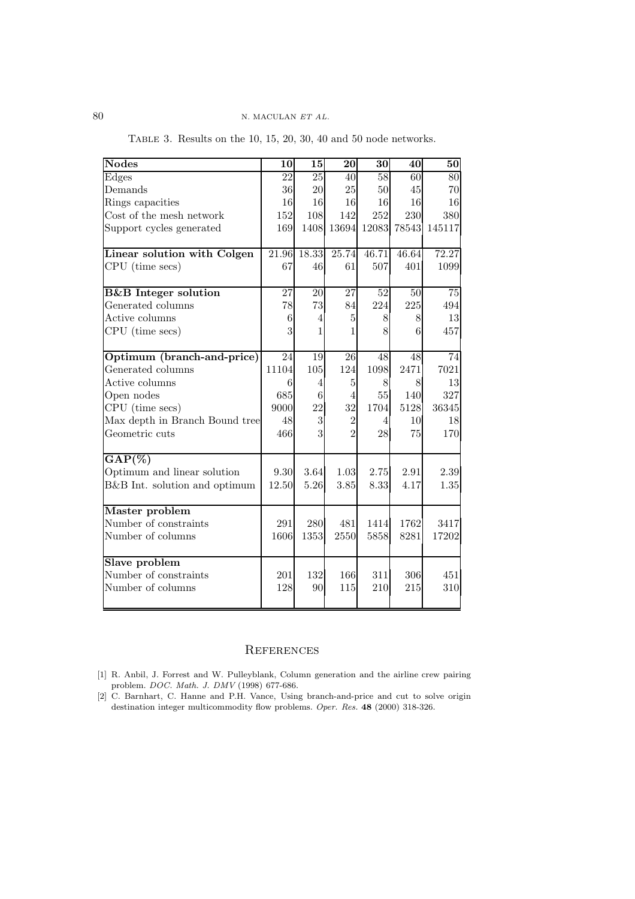Table 3. Results on the 10, 15, 20, 30, 40 and 50 node networks.

| **Nodes** | **10** | **15** | **20** | **30** | **40** | **50** |
|---|---|---|---|---|---|---|
| Edges | 22 | 25 | 40 | 58 | 60 | 80 |
| Demands | 36 | 20 | 25 | 50 | 45 | 70 |
| Rings capacities | 16 | 16 | 16 | 16 | 16 | 16 |
| Cost of the mesh network | 152 | 108 | 142 | 252 | 230 | 380 |
| Support cycles generated | 169 | 1408 | 13694 | 12083 | 78543 | 145117 |
| **Linear solution with Colgen** | 21.96 | 18.33 | 25.74 | 46.71 | 46.64 | 72.27 |
| CPU (time secs) | 67 | 46 | 61 | 507 | 401 | 1099 |
| **B&B Integer solution** | 27 | 20 | 27 | 52 | 50 | 75 |
| Generated columns | 78 | 73 | 84 | 224 | 225 | 494 |
| Active columns | 6 | 4 | 5 | 8 | 8 | 13 |
| CPU (time secs) | 3 | 1 | 1 | 8 | 6 | 457 |
| **Optimum (branch-and-price)** | 24 | 19 | 26 | 48 | 48 | 74 |
| Generated columns | 11104 | 105 | 124 | 1098 | 2471 | 7021 |
| Active columns | 6 | 4 | 5 | 8 | 8 | 13 |
| Open nodes | 685 | 6 | 4 | 55 | 140 | 327 |
| CPU (time secs) | 9000 | 22 | 32 | 1704 | 5128 | 36345 |
| Max depth in Branch Bound tree | 48 | 3 | 2 | 4 | 10 | 18 |
| Geometric cuts | 466 | 3 | 2 | 28 | 75 | 170 |
| **GAP(%)** | | | | | | |
| Optimum and linear solution | 9.30 | 3.64 | 1.03 | 2.75 | 2.91 | 2.39 |
| B&B Int. solution and optimum | 12.50 | 5.26 | 3.85 | 8.33 | 4.17 | 1.35 |
| **Master problem** | | | | | | |
| Number of constraints | 291 | 280 | 481 | 1414 | 1762 | 3417 |
| Number of columns | 1606 | 1353 | 2550 | 5858 | 8281 | 17202 |
| **Slave problem** | | | | | | |
| Number of constraints | 201 | 132 | 166 | 311 | 306 | 451 |
| Number of columns | 128 | 90 | 115 | 210 | 215 | 310 |

## References

[1] R. Anbil, J. Forrest and W. Pulleyblank, Column generation and the airline crew pairing problem. *DOC. Math. J. DMV* (1998) 677-686.

[2] C. Barnhart, C. Hanne and P.H. Vance, Using branch-and-price and cut to solve origin destination integer multicommodity flow problems. *Oper. Res.* **48** (2000) 318-326.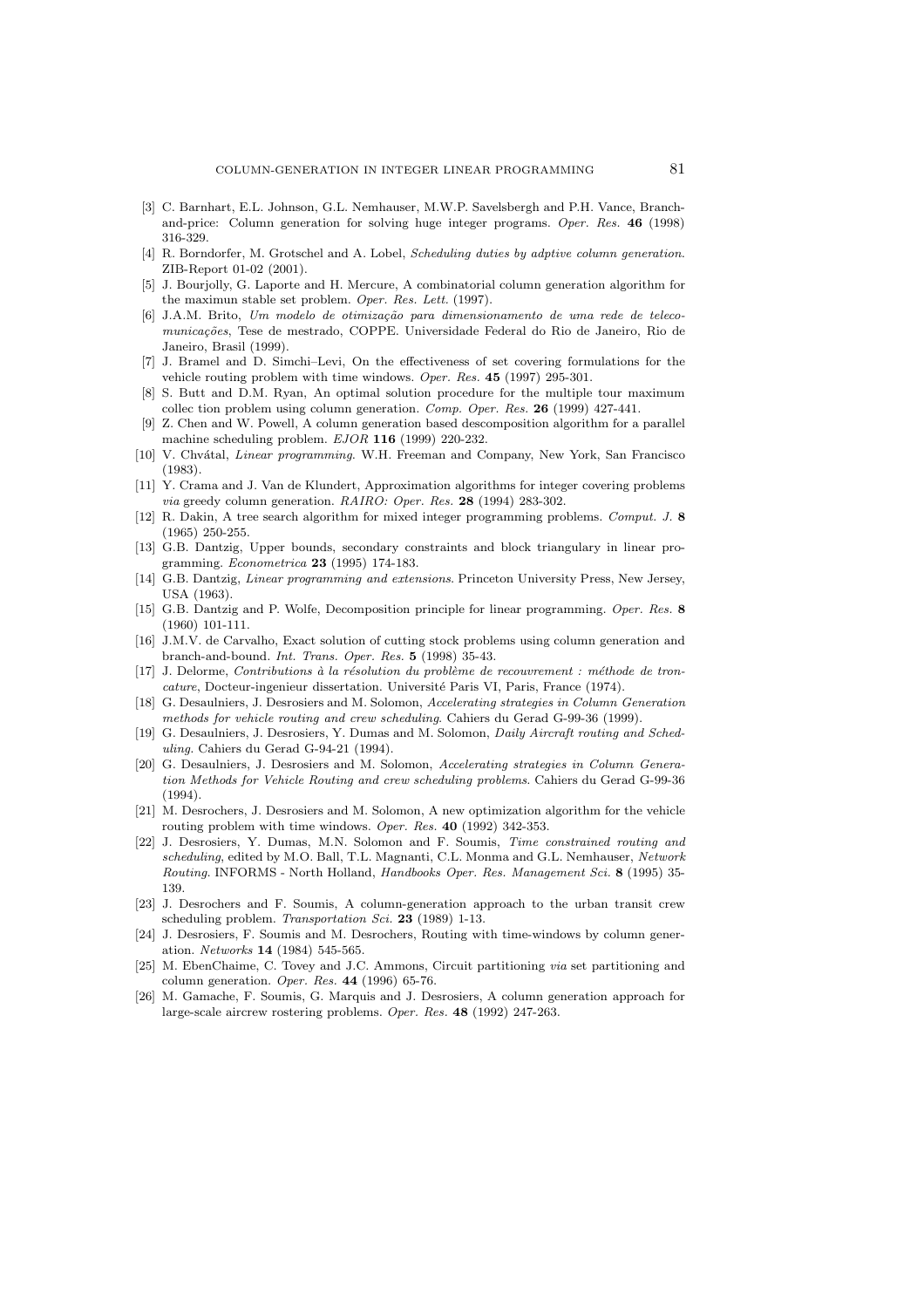[3] C. Barnhart, E.L. Johnson, G.L. Nemhauser, M.W.P. Savelsbergh and P.H. Vance, Branch-and-price: Column generation for solving huge integer programs. *Oper. Res.* **46** (1998) 316-329.

[4] R. Borndorfer, M. Grotschel and A. Lobel, *Scheduling duties by adptive column generation*. ZIB-Report 01-02 (2001).

[5] J. Bourjolly, G. Laporte and H. Mercure, A combinatorial column generation algorithm for the maximun stable set problem. *Oper. Res. Lett.* (1997).

[6] J.A.M. Brito, *Um modelo de otimização para dimensionamento de uma rede de telecomunicações*, Tese de mestrado, COPPE. Universidade Federal do Rio de Janeiro, Rio de Janeiro, Brasil (1999).

[7] J. Bramel and D. Simchi–Levi, On the effectiveness of set covering formulations for the vehicle routing problem with time windows. *Oper. Res.* **45** (1997) 295-301.

[8] S. Butt and D.M. Ryan, An optimal solution procedure for the multiple tour maximum collec tion problem using column generation. *Comp. Oper. Res.* **26** (1999) 427-441.

[9] Z. Chen and W. Powell, A column generation based descomposition algorithm for a parallel machine scheduling problem. *EJOR* **116** (1999) 220-232.

[10] V. Chvátal, *Linear programming*. W.H. Freeman and Company, New York, San Francisco (1983).

[11] Y. Crama and J. Van de Klundert, Approximation algorithms for integer covering problems *via* greedy column generation. *RAIRO: Oper. Res.* **28** (1994) 283-302.

[12] R. Dakin, A tree search algorithm for mixed integer programming problems. *Comput. J.* **8** (1965) 250-255.

[13] G.B. Dantzig, Upper bounds, secondary constraints and block triangulary in linear programming. *Econometrica* **23** (1995) 174-183.

[14] G.B. Dantzig, *Linear programming and extensions*. Princeton University Press, New Jersey, USA (1963).

[15] G.B. Dantzig and P. Wolfe, Decomposition principle for linear programming. *Oper. Res.* **8** (1960) 101-111.

[16] J.M.V. de Carvalho, Exact solution of cutting stock problems using column generation and branch-and-bound. *Int. Trans. Oper. Res.* **5** (1998) 35-43.

[17] J. Delorme, *Contributions à la résolution du problème de recouvrement : méthode de troncature*, Docteur-ingenieur dissertation. Université Paris VI, Paris, France (1974).

[18] G. Desaulniers, J. Desrosiers and M. Solomon, *Accelerating strategies in Column Generation methods for vehicle routing and crew scheduling*. Cahiers du Gerad G-99-36 (1999).

[19] G. Desaulniers, J. Desrosiers, Y. Dumas and M. Solomon, *Daily Aircraft routing and Scheduling*. Cahiers du Gerad G-94-21 (1994).

[20] G. Desaulniers, J. Desrosiers and M. Solomon, *Accelerating strategies in Column Generation Methods for Vehicle Routing and crew scheduling problems*. Cahiers du Gerad G-99-36 (1994).

[21] M. Desrochers, J. Desrosiers and M. Solomon, A new optimization algorithm for the vehicle routing problem with time windows. *Oper. Res.* **40** (1992) 342-353.

[22] J. Desrosiers, Y. Dumas, M.N. Solomon and F. Soumis, *Time constrained routing and scheduling*, edited by M.O. Ball, T.L. Magnanti, C.L. Monma and G.L. Nemhauser, *Network Routing*. INFORMS - North Holland, *Handbooks Oper. Res. Management Sci.* **8** (1995) 35-139.

[23] J. Desrochers and F. Soumis, A column-generation approach to the urban transit crew scheduling problem. *Transportation Sci.* **23** (1989) 1-13.

[24] J. Desrosiers, F. Soumis and M. Desrochers, Routing with time-windows by column generation. *Networks* **14** (1984) 545-565.

[25] M. EbenChaime, C. Tovey and J.C. Ammons, Circuit partitioning *via* set partitioning and column generation. *Oper. Res.* **44** (1996) 65-76.

[26] M. Gamache, F. Soumis, G. Marquis and J. Desrosiers, A column generation approach for large-scale aircrew rostering problems. *Oper. Res.* **48** (1992) 247-263.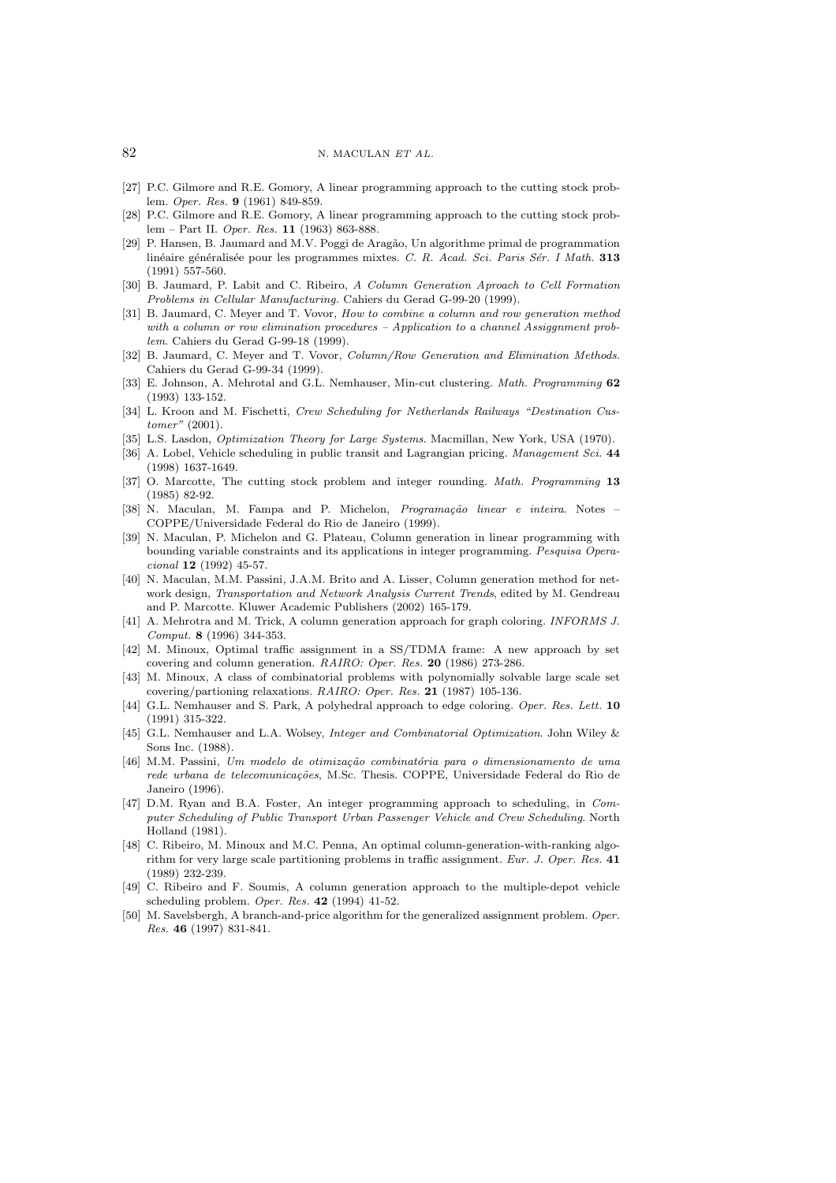[27] P.C. Gilmore and R.E. Gomory, A linear programming approach to the cutting stock problem. *Oper. Res.* **9** (1961) 849-859.

[28] P.C. Gilmore and R.E. Gomory, A linear programming approach to the cutting stock problem – Part II. *Oper. Res.* **11** (1963) 863-888.

[29] P. Hansen, B. Jaumard and M.V. Poggi de Aragão, Un algorithme primal de programmation linéaire généralisée pour les programmes mixtes. *C. R. Acad. Sci. Paris Sér. I Math.* **313** (1991) 557-560.

[30] B. Jaumard, P. Labit and C. Ribeiro, *A Column Generation Aproach to Cell Formation Problems in Cellular Manufacturing*. Cahiers du Gerad G-99-20 (1999).

[31] B. Jaumard, C. Meyer and T. Vovor, *How to combine a column and row generation method with a column or row elimination procedures – Application to a channel Assiggnment problem*. Cahiers du Gerad G-99-18 (1999).

[32] B. Jaumard, C. Meyer and T. Vovor, *Column/Row Generation and Elimination Methods*. Cahiers du Gerad G-99-34 (1999).

[33] E. Johnson, A. Mehrotal and G.L. Nemhauser, Min-cut clustering. *Math. Programming* **62** (1993) 133-152.

[34] L. Kroon and M. Fischetti, *Crew Scheduling for Netherlands Railways "Destination Customer"* (2001).

[35] L.S. Lasdon, *Optimization Theory for Large Systems*. Macmillan, New York, USA (1970).

[36] A. Lobel, Vehicle scheduling in public transit and Lagrangian pricing. *Management Sci.* **44** (1998) 1637-1649.

[37] O. Marcotte, The cutting stock problem and integer rounding. *Math. Programming* **13** (1985) 82-92.

[38] N. Maculan, M. Fampa and P. Michelon, *Programação linear e inteira*. Notes – COPPE/Universidade Federal do Rio de Janeiro (1999).

[39] N. Maculan, P. Michelon and G. Plateau, Column generation in linear programming with bounding variable constraints and its applications in integer programming. *Pesquisa Operacional* **12** (1992) 45-57.

[40] N. Maculan, M.M. Passini, J.A.M. Brito and A. Lisser, Column generation method for network design, *Transportation and Network Analysis Current Trends*, edited by M. Gendreau and P. Marcotte. Kluwer Academic Publishers (2002) 165-179.

[41] A. Mehrotra and M. Trick, A column generation approach for graph coloring. *INFORMS J. Comput.* **8** (1996) 344-353.

[42] M. Minoux, Optimal traffic assignment in a SS/TDMA frame: A new approach by set covering and column generation. *RAIRO: Oper. Res.* **20** (1986) 273-286.

[43] M. Minoux, A class of combinatorial problems with polynomially solvable large scale set covering/partioning relaxations. *RAIRO: Oper. Res.* **21** (1987) 105-136.

[44] G.L. Nemhauser and S. Park, A polyhedral approach to edge coloring. *Oper. Res. Lett.* **10** (1991) 315-322.

[45] G.L. Nemhauser and L.A. Wolsey, *Integer and Combinatorial Optimization*. John Wiley & Sons Inc. (1988).

[46] M.M. Passini, *Um modelo de otimização combinatória para o dimensionamento de uma rede urbana de telecomunicações*, M.Sc. Thesis. COPPE, Universidade Federal do Rio de Janeiro (1996).

[47] D.M. Ryan and B.A. Foster, An integer programming approach to scheduling, in *Computer Scheduling of Public Transport Urban Passenger Vehicle and Crew Scheduling*. North Holland (1981).

[48] C. Ribeiro, M. Minoux and M.C. Penna, An optimal column-generation-with-ranking algorithm for very large scale partitioning problems in traffic assignment. *Eur. J. Oper. Res.* **41** (1989) 232-239.

[49] C. Ribeiro and F. Soumis, A column generation approach to the multiple-depot vehicle scheduling problem. *Oper. Res.* **42** (1994) 41-52.

[50] M. Savelsbergh, A branch-and-price algorithm for the generalized assignment problem. *Oper. Res.* **46** (1997) 831-841.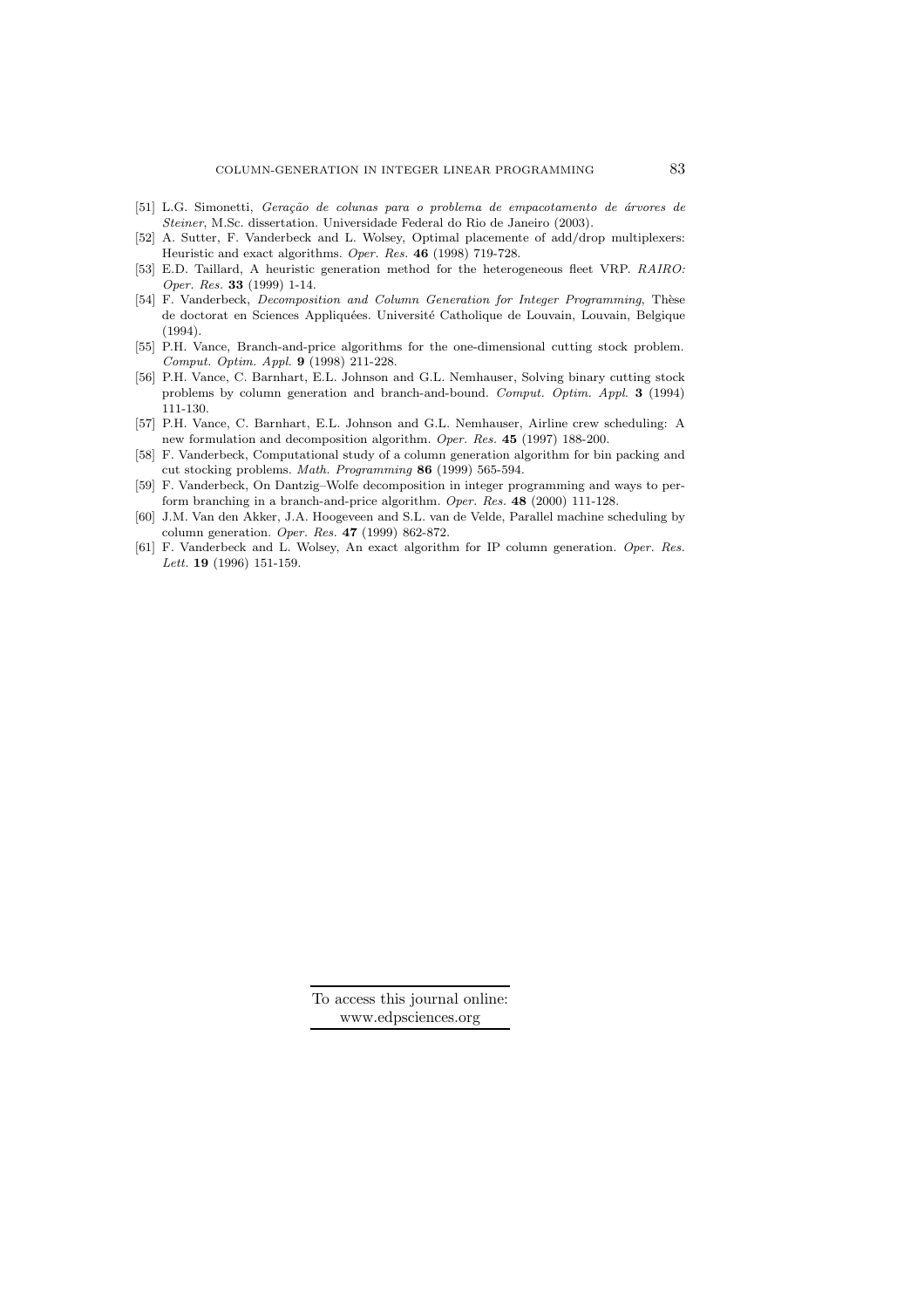[51] L.G. Simonetti, *Geração de colunas para o problema de empacotamento de árvores de Steiner*, M.Sc. dissertation. Universidade Federal do Rio de Janeiro (2003).

[52] A. Sutter, F. Vanderbeck and L. Wolsey, Optimal placemente of add/drop multiplexers: Heuristic and exact algorithms. *Oper. Res.* **46** (1998) 719-728.

[53] E.D. Taillard, A heuristic generation method for the heterogeneous fleet VRP. *RAIRO: Oper. Res.* **33** (1999) 1-14.

[54] F. Vanderbeck, *Decomposition and Column Generation for Integer Programming*, Thèse de doctorat en Sciences Appliquées. Université Catholique de Louvain, Louvain, Belgique (1994).

[55] P.H. Vance, Branch-and-price algorithms for the one-dimensional cutting stock problem. *Comput. Optim. Appl.* **9** (1998) 211-228.

[56] P.H. Vance, C. Barnhart, E.L. Johnson and G.L. Nemhauser, Solving binary cutting stock problems by column generation and branch-and-bound. *Comput. Optim. Appl.* **3** (1994) 111-130.

[57] P.H. Vance, C. Barnhart, E.L. Johnson and G.L. Nemhauser, Airline crew scheduling: A new formulation and decomposition algorithm. *Oper. Res.* **45** (1997) 188-200.

[58] F. Vanderbeck, Computational study of a column generation algorithm for bin packing and cut stocking problems. *Math. Programming* **86** (1999) 565-594.

[59] F. Vanderbeck, On Dantzig–Wolfe decomposition in integer programming and ways to perform branching in a branch-and-price algorithm. *Oper. Res.* **48** (2000) 111-128.

[60] J.M. Van den Akker, J.A. Hoogeveen and S.L. van de Velde, Parallel machine scheduling by column generation. *Oper. Res.* **47** (1999) 862-872.

[61] F. Vanderbeck and L. Wolsey, An exact algorithm for IP column generation. *Oper. Res. Lett.* **19** (1996) 151-159.

To access this journal online:
www.edpsciences.org